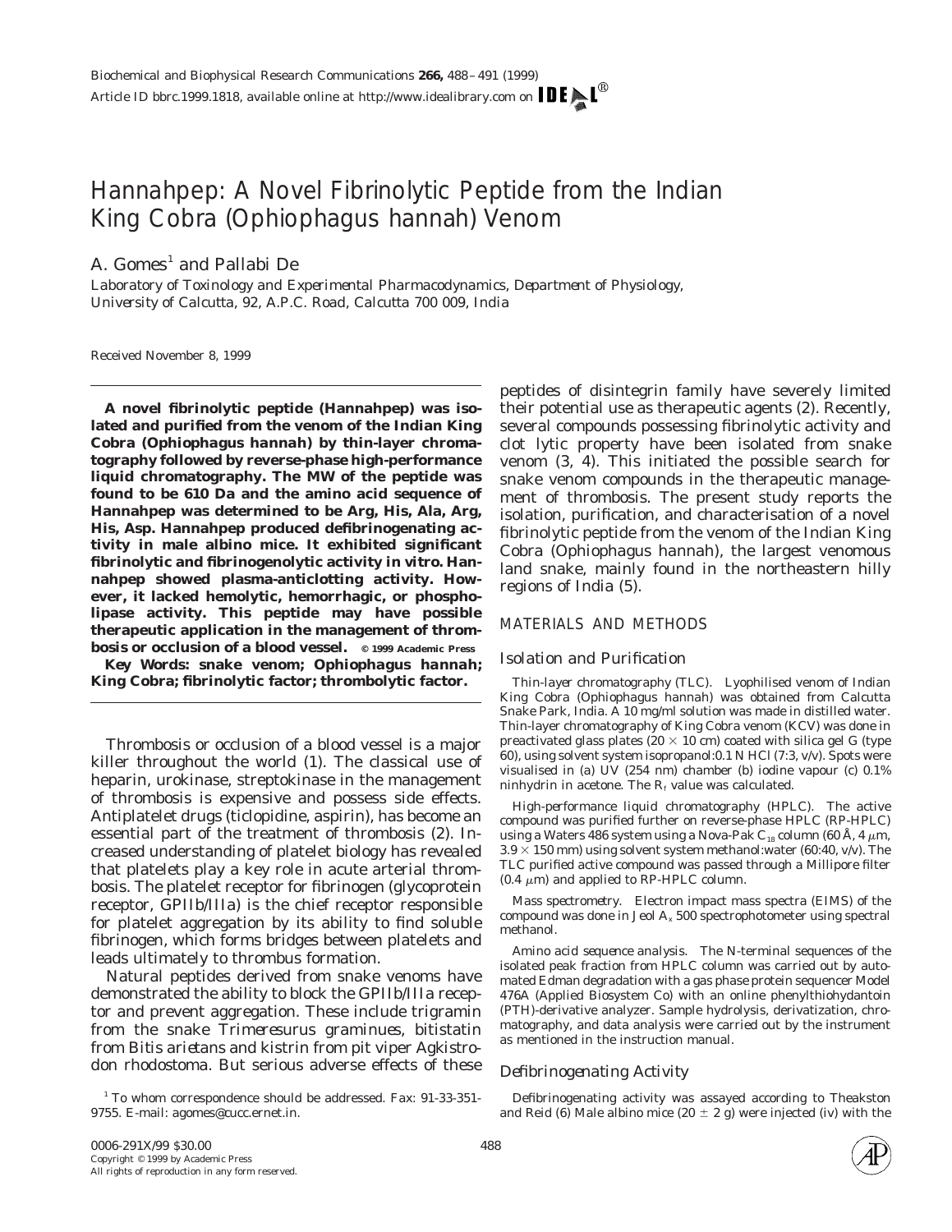# Hannahpep: A Novel Fibrinolytic Peptide from the Indian King Cobra (*Ophiophagus hannah*) Venom

A. Gomes[1] and Pallabi De

*Laboratory of Toxinology and Experimental Pharmacodynamics, Department of Physiology, University of Calcutta, 92, A.P.C. Road, Calcutta 700 009, India*

Received November 8, 1999

**A novel fibrinolytic peptide (Hannahpep) was isolated and purified from the venom of the Indian King Cobra (*Ophiophagus hannah*) by thin-layer chromatography followed by reverse-phase high-performance liquid chromatography. The MW of the peptide was found to be 610 Da and the amino acid sequence of Hannahpep was determined to be Arg, His, Ala, Arg, His, Asp. Hannahpep produced defibrinogenating activity in male albino mice. It exhibited significant fibrinolytic and fibrinogenolytic activity in vitro. Hannahpep showed plasma-anticlotting activity. However, it lacked hemolytic, hemorrhagic, or phospholipase activity. This peptide may have possible therapeutic application in the management of thrombosis or occlusion of a blood vessel.** © 1999 Academic Press

**Key Words: snake venom; *Ophiophagus hannah*; King Cobra; fibrinolytic factor; thrombolytic factor.**

Thrombosis or occlusion of a blood vessel is a major killer throughout the world (1). The classical use of heparin, urokinase, streptokinase in the management of thrombosis is expensive and possess side effects. Antiplatelet drugs (ticlopidine, aspirin), has become an essential part of the treatment of thrombosis (2). Increased understanding of platelet biology has revealed that platelets play a key role in acute arterial thrombosis. The platelet receptor for fibrinogen (glycoprotein receptor, GPIIb/IIIa) is the chief receptor responsible for platelet aggregation by its ability to find soluble fibrinogen, which forms bridges between platelets and leads ultimately to thrombus formation.

Natural peptides derived from snake venoms have demonstrated the ability to block the GPIIb/IIIa receptor and prevent aggregation. These include trigramin from the snake *Trimeresurus graminues*, bitistatin from *Bitis arietans* and kistrin from pit viper *Agkistrodon rhodostoma*. But serious adverse effects of these peptides of disintegrin family have severely limited their potential use as therapeutic agents (2). Recently, several compounds possessing fibrinolytic activity and clot lytic property have been isolated from snake venom (3, 4). This initiated the possible search for snake venom compounds in the therapeutic management of thrombosis. The present study reports the isolation, purification, and characterisation of a novel fibrinolytic peptide from the venom of the Indian King Cobra (*Ophiophagus hannah*), the largest venomous land snake, mainly found in the northeastern hilly regions of India (5).

## MATERIALS AND METHODS

### Isolation and Purification

*Thin-layer chromatography (TLC).* Lyophilised venom of Indian King Cobra (*Ophiophagus hannah*) was obtained from Calcutta Snake Park, India. A 10 mg/ml solution was made in distilled water. Thin-layer chromatography of King Cobra venom (KCV) was done in preactivated glass plates ($20 \times 10$ cm) coated with silica gel G (type 60), using solvent system isopropanol:0.1 N HCl (7:3, v/v). Spots were visualised in (a) UV (254 nm) chamber (b) iodine vapour (c) 0.1% ninhydrin in acetone. The $R_f$ value was calculated.

*High-performance liquid chromatography (HPLC).* The active compound was purified further on reverse-phase HPLC (RP-HPLC) using a Waters 486 system using a Nova-Pak $C_{18}$ column (60 Å, 4 μm, $3.9 \times 150$ mm) using solvent system methanol:water (60:40, v/v). The TLC purified active compound was passed through a Millipore filter (0.4 μm) and applied to RP-HPLC column.

*Mass spectrometry.* Electron impact mass spectra (EIMS) of the compound was done in Jeol $A_x$ 500 spectrophotometer using spectral methanol.

*Amino acid sequence analysis.* The N-terminal sequences of the isolated peak fraction from HPLC column was carried out by automated Edman degradation with a gas phase protein sequencer Model 476A (Applied Biosystem Co) with an online phenylthiohydantoin (PTH)-derivative analyzer. Sample hydrolysis, derivatization, chromatography, and data analysis were carried out by the instrument as mentioned in the instruction manual.

### Defibrinogenating Activity

Defibrinogenating activity was assayed according to Theakston and Reid (6) Male albino mice ($20 \pm 2$ g) were injected (iv) with the

[1] To whom correspondence should be addressed. Fax: 91-33-351-9755. E-mail: agomes@cucc.ernet.in.

0006-291X/99 $30.00
Copyright © 1999 by Academic Press
All rights of reproduction in any form reserved.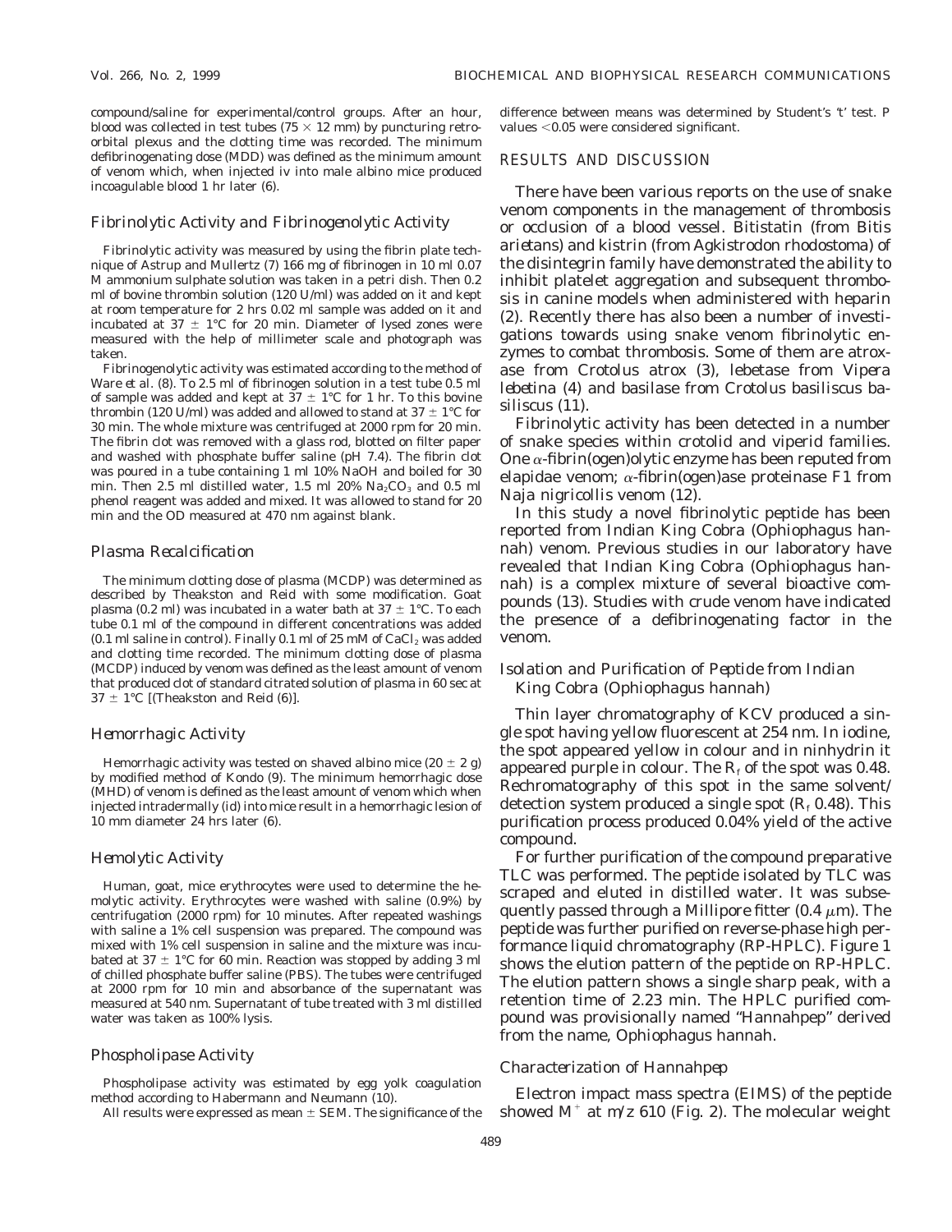compound/saline for experimental/control groups. After an hour, blood was collected in test tubes (75 × 12 mm) by puncturing retro-orbital plexus and the clotting time was recorded. The minimum defibrinogenating dose (MDD) was defined as the minimum amount of venom which, when injected iv into male albino mice produced incoagulable blood 1 hr later (6).

### *Fibrinolytic Activity and Fibrinogenolytic Activity*

Fibrinolytic activity was measured by using the fibrin plate technique of Astrup and Mullertz (7) 166 mg of fibrinogen in 10 ml 0.07 M ammonium sulphate solution was taken in a petri dish. Then 0.2 ml of bovine thrombin solution (120 U/ml) was added on it and kept at room temperature for 2 hrs 0.02 ml sample was added on it and incubated at 37 ± 1°C for 20 min. Diameter of lysed zones were measured with the help of millimeter scale and photograph was taken.

Fibrinogenolytic activity was estimated according to the method of Ware *et al.* (8). To 2.5 ml of fibrinogen solution in a test tube 0.5 ml of sample was added and kept at 37 ± 1°C for 1 hr. To this bovine thrombin (120 U/ml) was added and allowed to stand at 37 ± 1°C for 30 min. The whole mixture was centrifuged at 2000 rpm for 20 min. The fibrin clot was removed with a glass rod, blotted on filter paper and washed with phosphate buffer saline (pH 7.4). The fibrin clot was poured in a tube containing 1 ml 10% NaOH and boiled for 30 min. Then 2.5 ml distilled water, 1.5 ml 20% $Na_2CO_3$ and 0.5 ml phenol reagent was added and mixed. It was allowed to stand for 20 min and the OD measured at 470 nm against blank.

### *Plasma Recalcification*

The minimum clotting dose of plasma (MCDP) was determined as described by Theakston and Reid with some modification. Goat plasma (0.2 ml) was incubated in a water bath at 37 ± 1°C. To each tube 0.1 ml of the compound in different concentrations was added (0.1 ml saline in control). Finally 0.1 ml of 25 mM of $CaCl_2$ was added and clotting time recorded. The minimum clotting dose of plasma (MCDP) induced by venom was defined as the least amount of venom that produced clot of standard citrated solution of plasma in 60 sec at 37 ± 1°C [(Theakston and Reid (6)].

### *Hemorrhagic Activity*

Hemorrhagic activity was tested on shaved albino mice (20 ± 2 g) by modified method of Kondo (9). The minimum hemorrhagic dose (MHD) of venom is defined as the least amount of venom which when injected intradermally (id) into mice result in a hemorrhagic lesion of 10 mm diameter 24 hrs later (6).

### *Hemolytic Activity*

Human, goat, mice erythrocytes were used to determine the hemolytic activity. Erythrocytes were washed with saline (0.9%) by centrifugation (2000 rpm) for 10 minutes. After repeated washings with saline a 1% cell suspension was prepared. The compound was mixed with 1% cell suspension in saline and the mixture was incubated at 37 ± 1°C for 60 min. Reaction was stopped by adding 3 ml of chilled phosphate buffer saline (PBS). The tubes were centrifuged at 2000 rpm for 10 min and absorbance of the supernatant was measured at 540 nm. Supernatant of tube treated with 3 ml distilled water was taken as 100% lysis.

### *Phospholipase Activity*

Phospholipase activity was estimated by egg yolk coagulation method according to Habermann and Neumann (10).

All results were expressed as mean ± SEM. The significance of the difference between means was determined by Student's 't' test. P values <0.05 were considered significant.

## RESULTS AND DISCUSSION

There have been various reports on the use of snake venom components in the management of thrombosis or occlusion of a blood vessel. Bitistatin (from *Bitis arietans*) and kistrin (from *Agkistrodon rhodostoma*) of the disintegrin family have demonstrated the ability to inhibit platelet aggregation and subsequent thrombosis in canine models when administered with heparin (2). Recently there has also been a number of investigations towards using snake venom fibrinolytic enzymes to combat thrombosis. Some of them are atroxase from *Crotolus atrox* (3), lebetase from *Vipera lebetina* (4) and basilase from *Crotolus basiliscus basiliscus* (11).

Fibrinolytic activity has been detected in a number of snake species within crotolid and viperid families. One α-fibrin(ogen)olytic enzyme has been reputed from elapidae venom; α-fibrin(ogen)ase proteinase F1 from *Naja nigricollis* venom (12).

In this study a novel fibrinolytic peptide has been reported from Indian King Cobra (*Ophiophagus hannah*) venom. Previous studies in our laboratory have revealed that Indian King Cobra (*Ophiophagus hannah*) is a complex mixture of several bioactive compounds (13). Studies with crude venom have indicated the presence of a defibrinogenating factor in the venom.

### *Isolation and Purification of Peptide from Indian King Cobra (Ophiophagus hannah)*

Thin layer chromatography of KCV produced a single spot having yellow fluorescent at 254 nm. In iodine, the spot appeared yellow in colour and in ninhydrin it appeared purple in colour. The $R_f$ of the spot was 0.48. Rechromatography of this spot in the same solvent/detection system produced a single spot ($R_f$ 0.48). This purification process produced 0.04% yield of the active compound.

For further purification of the compound preparative TLC was performed. The peptide isolated by TLC was scraped and eluted in distilled water. It was subsequently passed through a Millipore fitter (0.4 μm). The peptide was further purified on reverse-phase high performance liquid chromatography (RP-HPLC). Figure 1 shows the elution pattern of the peptide on RP-HPLC. The elution pattern shows a single sharp peak, with a retention time of 2.23 min. The HPLC purified compound was provisionally named "Hannahpep" derived from the name, *Ophiophagus hannah*.

### *Characterization of Hannahpep*

Electron impact mass spectra (EIMS) of the peptide showed $M^+$ at *m/z* 610 (Fig. 2). The molecular weight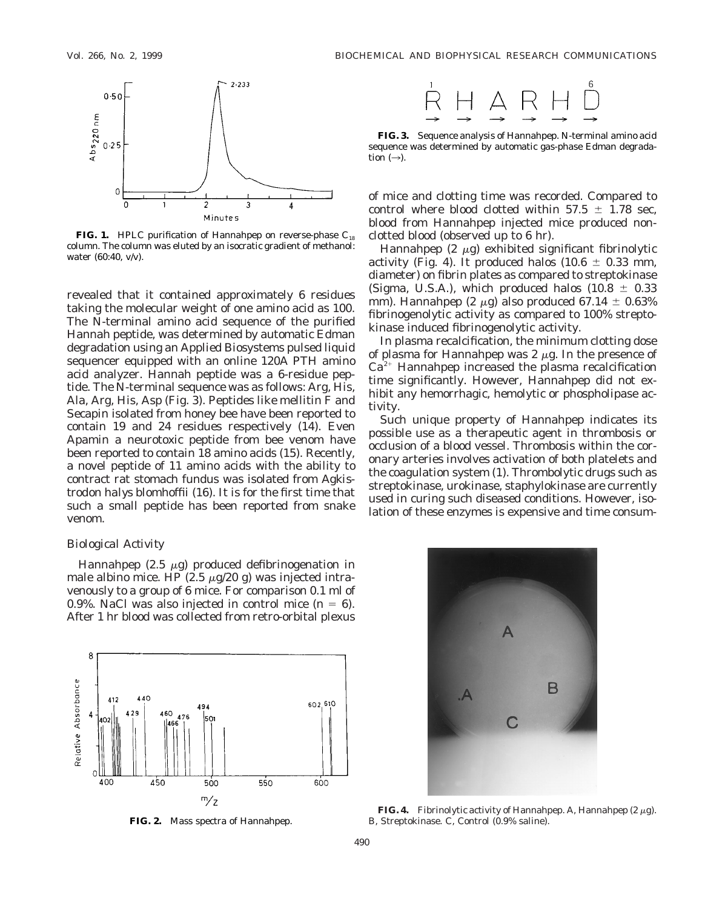**FIG. 1.** HPLC purification of Hannahpep on reverse-phase $C_{18}$ column. The column was eluted by an isocratic gradient of methanol: water (60:40, v/v).

revealed that it contained approximately 6 residues taking the molecular weight of one amino acid as 100. The N-terminal amino acid sequence of the purified Hannah peptide, was determined by automatic Edman degradation using an Applied Biosystems pulsed liquid sequencer equipped with an online 120A PTH amino acid analyzer. Hannah peptide was a 6-residue peptide. The N-terminal sequence was as follows: Arg, His, Ala, Arg, His, Asp (Fig. 3). Peptides like mellitin F and Secapin isolated from honey bee have been reported to contain 19 and 24 residues respectively (14). Even Apamin a neurotoxic peptide from bee venom have been reported to contain 18 amino acids (15). Recently, a novel peptide of 11 amino acids with the ability to contract rat stomach fundus was isolated from *Agkistrodon halys blomhoffii* (16). It is for the first time that such a small peptide has been reported from snake venom.

*Biological Activity*

Hannahpep (2.5 μg) produced defibrinogenation in male albino mice. HP (2.5 μg/20 g) was injected intravenously to a group of 6 mice. For comparison 0.1 ml of 0.9%. NaCl was also injected in control mice ($n = 6$). After 1 hr blood was collected from retro-orbital plexus

**FIG. 2.** Mass spectra of Hannahpep.

**FIG. 3.** Sequence analysis of Hannahpep. N-terminal amino acid sequence was determined by automatic gas-phase Edman degradation (→).

of mice and clotting time was recorded. Compared to control where blood clotted within 57.5 ± 1.78 sec, blood from Hannahpep injected mice produced nonclotted blood (observed up to 6 hr).

Hannahpep (2 μg) exhibited significant fibrinolytic activity (Fig. 4). It produced halos (10.6 ± 0.33 mm, diameter) on fibrin plates as compared to streptokinase (Sigma, U.S.A.), which produced halos (10.8 ± 0.33 mm). Hannahpep (2 μg) also produced 67.14 ± 0.63% fibrinogenolytic activity as compared to 100% streptokinase induced fibrinogenolytic activity.

In plasma recalcification, the minimum clotting dose of plasma for Hannahpep was 2 μg. In the presence of $Ca^{2+}$ Hannahpep increased the plasma recalcification time significantly. However, Hannahpep did not exhibit any hemorrhagic, hemolytic or phospholipase activity.

Such unique property of Hannahpep indicates its possible use as a therapeutic agent in thrombosis or occlusion of a blood vessel. Thrombosis within the coronary arteries involves activation of both platelets and the coagulation system (1). Thrombolytic drugs such as streptokinase, urokinase, staphylokinase are currently used in curing such diseased conditions. However, isolation of these enzymes is expensive and time consum-

**FIG. 4.** Fibrinolytic activity of Hannahpep. A, Hannahpep (2 μg). B, Streptokinase. C, Control (0.9% saline).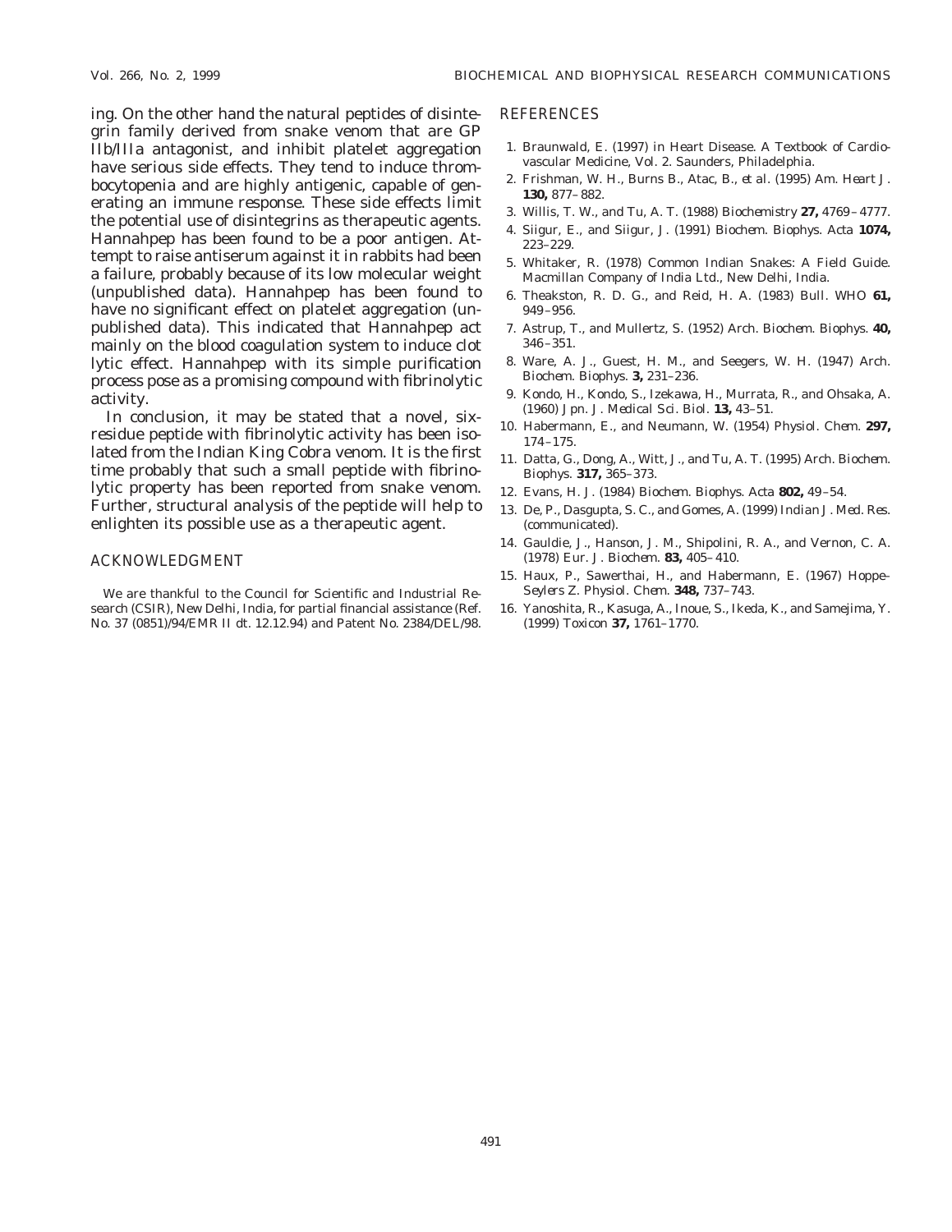ing. On the other hand the natural peptides of disintegrin family derived from snake venom that are GP IIb/IIIa antagonist, and inhibit platelet aggregation have serious side effects. They tend to induce thrombocytopenia and are highly antigenic, capable of generating an immune response. These side effects limit the potential use of disintegrins as therapeutic agents. Hannahpep has been found to be a poor antigen. Attempt to raise antiserum against it in rabbits had been a failure, probably because of its low molecular weight (unpublished data). Hannahpep has been found to have no significant effect on platelet aggregation (unpublished data). This indicated that Hannahpep act mainly on the blood coagulation system to induce clot lytic effect. Hannahpep with its simple purification process pose as a promising compound with fibrinolytic activity.

In conclusion, it may be stated that a novel, six-residue peptide with fibrinolytic activity has been isolated from the Indian King Cobra venom. It is the first time probably that such a small peptide with fibrinolytic property has been reported from snake venom. Further, structural analysis of the peptide will help to enlighten its possible use as a therapeutic agent.

## ACKNOWLEDGMENT

We are thankful to the Council for Scientific and Industrial Research (CSIR), New Delhi, India, for partial financial assistance (Ref. No. 37 (0851)/94/EMR II dt. 12.12.94) and Patent No. 2384/DEL/98.

## REFERENCES

1. Braunwald, E. (1997) *in* Heart Disease. A Textbook of Cardiovascular Medicine, Vol. 2. Saunders, Philadelphia.
2. Frishman, W. H., Burns B., Atac, B., *et al.* (1995) *Am. Heart J.* **130,** 877–882.
3. Willis, T. W., and Tu, A. T. (1988) *Biochemistry* **27,** 4769–4777.
4. Siigur, E., and Siigur, J. (1991) *Biochem. Biophys. Acta* **1074,** 223–229.
5. Whitaker, R. (1978) Common Indian Snakes: A Field Guide. Macmillan Company of India Ltd., New Delhi, India.
6. Theakston, R. D. G., and Reid, H. A. (1983) *Bull. WHO* **61,** 949–956.
7. Astrup, T., and Mullertz, S. (1952) *Arch. Biochem. Biophys.* **40,** 346–351.
8. Ware, A. J., Guest, H. M., and Seegers, W. H. (1947) *Arch. Biochem. Biophys.* **3,** 231–236.
9. Kondo, H., Kondo, S., Izekawa, H., Murrata, R., and Ohsaka, A. (1960) *Jpn. J. Medical Sci. Biol.* **13,** 43–51.
10. Habermann, E., and Neumann, W. (1954) *Physiol. Chem.* **297,** 174–175.
11. Datta, G., Dong, A., Witt, J., and Tu, A. T. (1995) *Arch. Biochem. Biophys.* **317,** 365–373.
12. Evans, H. J. (1984) *Biochem. Biophys. Acta* **802,** 49–54.
13. De, P., Dasgupta, S. C., and Gomes, A. (1999) *Indian J. Med. Res.* (communicated).
14. Gauldie, J., Hanson, J. M., Shipolini, R. A., and Vernon, C. A. (1978) *Eur. J. Biochem.* **83,** 405–410.
15. Haux, P., Sawerthai, H., and Habermann, E. (1967) *Hoppe–Seylers Z. Physiol. Chem.* **348,** 737–743.
16. Yanoshita, R., Kasuga, A., Inoue, S., Ikeda, K., and Samejima, Y. (1999) *Toxicon* **37,** 1761–1770.